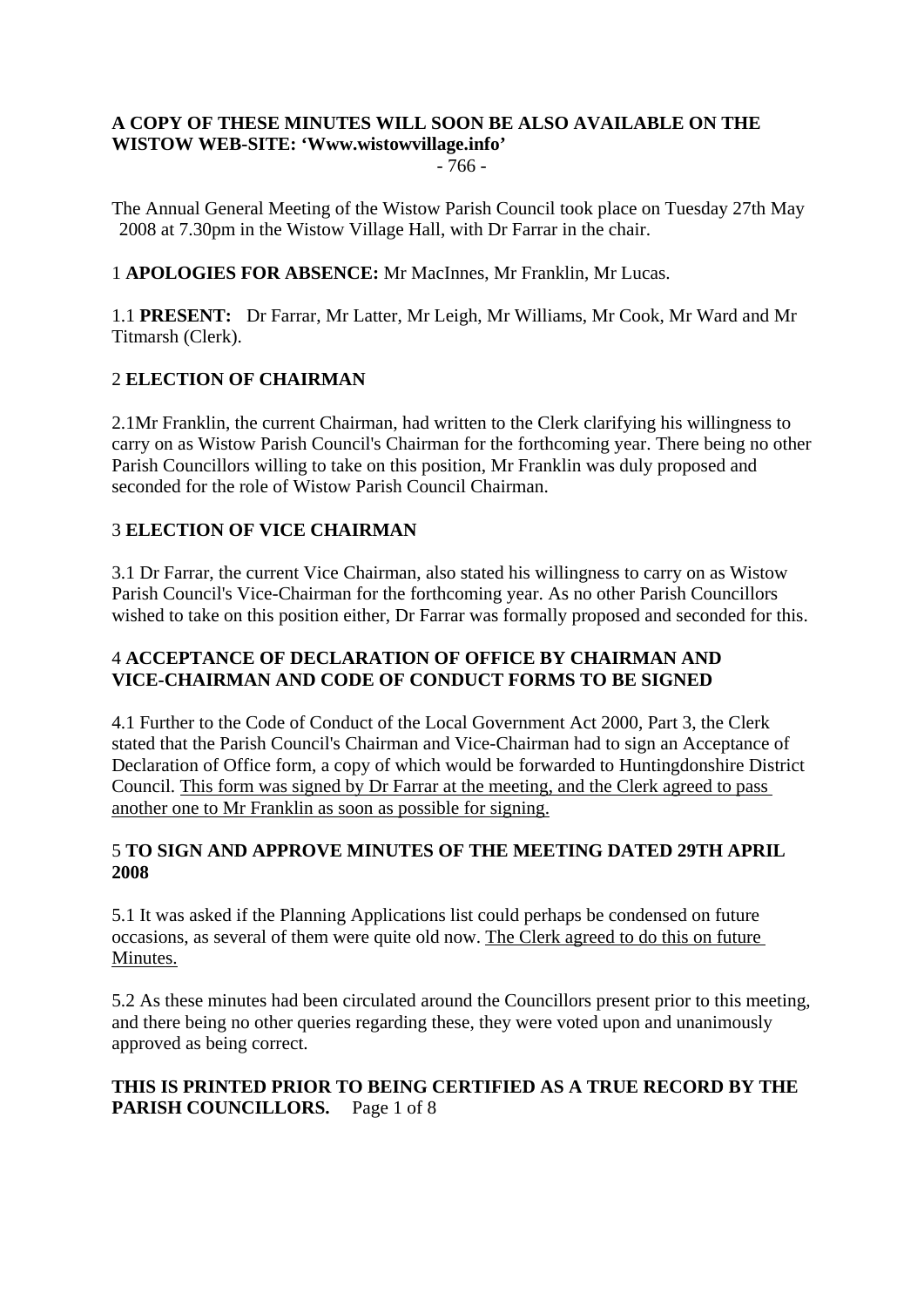**A COPY OF THESE MINUTES WILL SOON BE ALSO AVAILABLE ON THE WISTOW WEB-SITE: 'Www.wistowvillage.info'**

- 766 -

The Annual General Meeting of the Wistow Parish Council took place on Tuesday 27th May 2008 at 7.30pm in the Wistow Village Hall, with Dr Farrar in the chair.

1 **APOLOGIES FOR ABSENCE:** Mr MacInnes, Mr Franklin, Mr Lucas.

1.1 **PRESENT:** Dr Farrar, Mr Latter, Mr Leigh, Mr Williams, Mr Cook, Mr Ward and Mr Titmarsh (Clerk).

2 **ELECTION OF CHAIRMAN**

2.1Mr Franklin, the current Chairman, had written to the Clerk clarifying his willingness to carry on as Wistow Parish Council's Chairman for the forthcoming year. There being no other Parish Councillors willing to take on this position, Mr Franklin was duly proposed and seconded for the role of Wistow Parish Council Chairman.

3 **ELECTION OF VICE CHAIRMAN**

3.1 Dr Farrar, the current Vice Chairman, also stated his willingness to carry on as Wistow Parish Council's Vice-Chairman for the forthcoming year. As no other Parish Councillors wished to take on this position either, Dr Farrar was formally proposed and seconded for this.

4 **ACCEPTANCE OF DECLARATION OF OFFICE BY CHAIRMAN AND VICE-CHAIRMAN AND CODE OF CONDUCT FORMS TO BE SIGNED**

4.1 Further to the Code of Conduct of the Local Government Act 2000, Part 3, the Clerk stated that the Parish Council's Chairman and Vice-Chairman had to sign an Acceptance of Declaration of Office form, a copy of which would be forwarded to Huntingdonshire District Council. <u>This form was signed by Dr Farrar at the meeting, and the Clerk agreed to pass another one to Mr Franklin as soon as possible for signing.</u>

5 **TO SIGN AND APPROVE MINUTES OF THE MEETING DATED 29TH APRIL 2008**

5.1 It was asked if the Planning Applications list could perhaps be condensed on future occasions, as several of them were quite old now. <u>The Clerk agreed to do this on future Minutes.</u>

5.2 As these minutes had been circulated around the Councillors present prior to this meeting, and there being no other queries regarding these, they were voted upon and unanimously approved as being correct.

**THIS IS PRINTED PRIOR TO BEING CERTIFIED AS A TRUE RECORD BY THE PARISH COUNCILLORS.**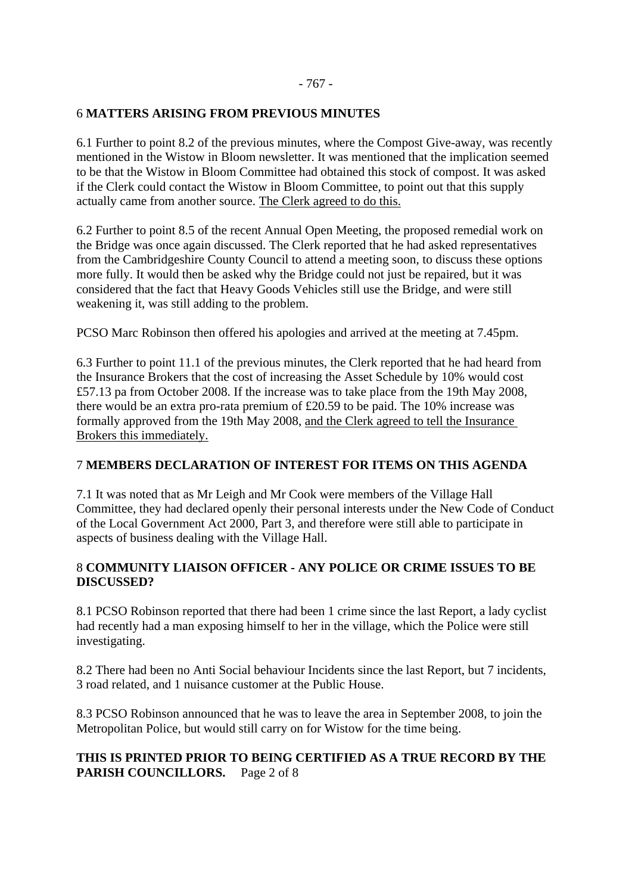## 6 MATTERS ARISING FROM PREVIOUS MINUTES

6.1 Further to point 8.2 of the previous minutes, where the Compost Give-away, was recently mentioned in the Wistow in Bloom newsletter. It was mentioned that the implication seemed to be that the Wistow in Bloom Committee had obtained this stock of compost. It was asked if the Clerk could contact the Wistow in Bloom Committee, to point out that this supply actually came from another source. <u>The Clerk agreed to do this.</u>

6.2 Further to point 8.5 of the recent Annual Open Meeting, the proposed remedial work on the Bridge was once again discussed. The Clerk reported that he had asked representatives from the Cambridgeshire County Council to attend a meeting soon, to discuss these options more fully. It would then be asked why the Bridge could not just be repaired, but it was considered that the fact that Heavy Goods Vehicles still use the Bridge, and were still weakening it, was still adding to the problem.

PCSO Marc Robinson then offered his apologies and arrived at the meeting at 7.45pm.

6.3 Further to point 11.1 of the previous minutes, the Clerk reported that he had heard from the Insurance Brokers that the cost of increasing the Asset Schedule by 10% would cost £57.13 pa from October 2008. If the increase was to take place from the 19th May 2008, there would be an extra pro-rata premium of £20.59 to be paid. The 10% increase was formally approved from the 19th May 2008, <u>and the Clerk agreed to tell the Insurance Brokers this immediately.</u>

## 7 MEMBERS DECLARATION OF INTEREST FOR ITEMS ON THIS AGENDA

7.1 It was noted that as Mr Leigh and Mr Cook were members of the Village Hall Committee, they had declared openly their personal interests under the New Code of Conduct of the Local Government Act 2000, Part 3, and therefore were still able to participate in aspects of business dealing with the Village Hall.

## 8 COMMUNITY LIAISON OFFICER - ANY POLICE OR CRIME ISSUES TO BE DISCUSSED?

8.1 PCSO Robinson reported that there had been 1 crime since the last Report, a lady cyclist had recently had a man exposing himself to her in the village, which the Police were still investigating.

8.2 There had been no Anti Social behaviour Incidents since the last Report, but 7 incidents, 3 road related, and 1 nuisance customer at the Public House.

8.3 PCSO Robinson announced that he was to leave the area in September 2008, to join the Metropolitan Police, but would still carry on for Wistow for the time being.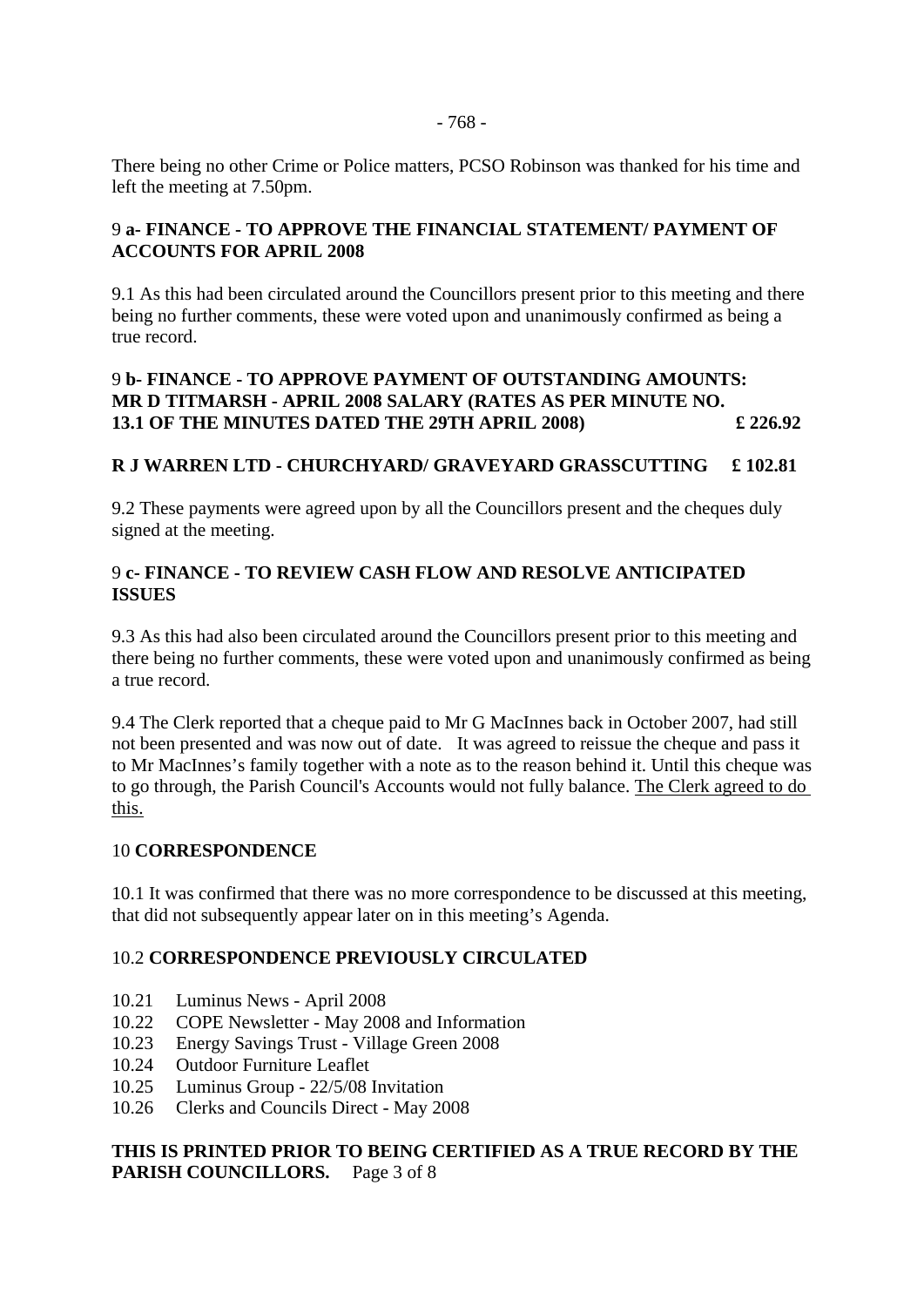There being no other Crime or Police matters, PCSO Robinson was thanked for his time and left the meeting at 7.50pm.

9 **a- FINANCE - TO APPROVE THE FINANCIAL STATEMENT/ PAYMENT OF ACCOUNTS FOR APRIL 2008**

9.1 As this had been circulated around the Councillors present prior to this meeting and there being no further comments, these were voted upon and unanimously confirmed as being a true record.

9 **b- FINANCE - TO APPROVE PAYMENT OF OUTSTANDING AMOUNTS: MR D TITMARSH - APRIL 2008 SALARY (RATES AS PER MINUTE NO. 13.1 OF THE MINUTES DATED THE 29TH APRIL 2008) £ 226.92**

**R J WARREN LTD - CHURCHYARD/ GRAVEYARD GRASSCUTTING £ 102.81**

9.2 These payments were agreed upon by all the Councillors present and the cheques duly signed at the meeting.

9 **c- FINANCE - TO REVIEW CASH FLOW AND RESOLVE ANTICIPATED ISSUES**

9.3 As this had also been circulated around the Councillors present prior to this meeting and there being no further comments, these were voted upon and unanimously confirmed as being a true record.

9.4 The Clerk reported that a cheque paid to Mr G MacInnes back in October 2007, had still not been presented and was now out of date. It was agreed to reissue the cheque and pass it to Mr MacInnes's family together with a note as to the reason behind it. Until this cheque was to go through, the Parish Council's Accounts would not fully balance. <u>The Clerk agreed to do this.</u>

10 **CORRESPONDENCE**

10.1 It was confirmed that there was no more correspondence to be discussed at this meeting, that did not subsequently appear later on in this meeting's Agenda.

10.2 **CORRESPONDENCE PREVIOUSLY CIRCULATED**

10.21 Luminus News - April 2008
10.22 COPE Newsletter - May 2008 and Information
10.23 Energy Savings Trust - Village Green 2008
10.24 Outdoor Furniture Leaflet
10.25 Luminus Group - 22/5/08 Invitation
10.26 Clerks and Councils Direct - May 2008

**THIS IS PRINTED PRIOR TO BEING CERTIFIED AS A TRUE RECORD BY THE PARISH COUNCILLORS.**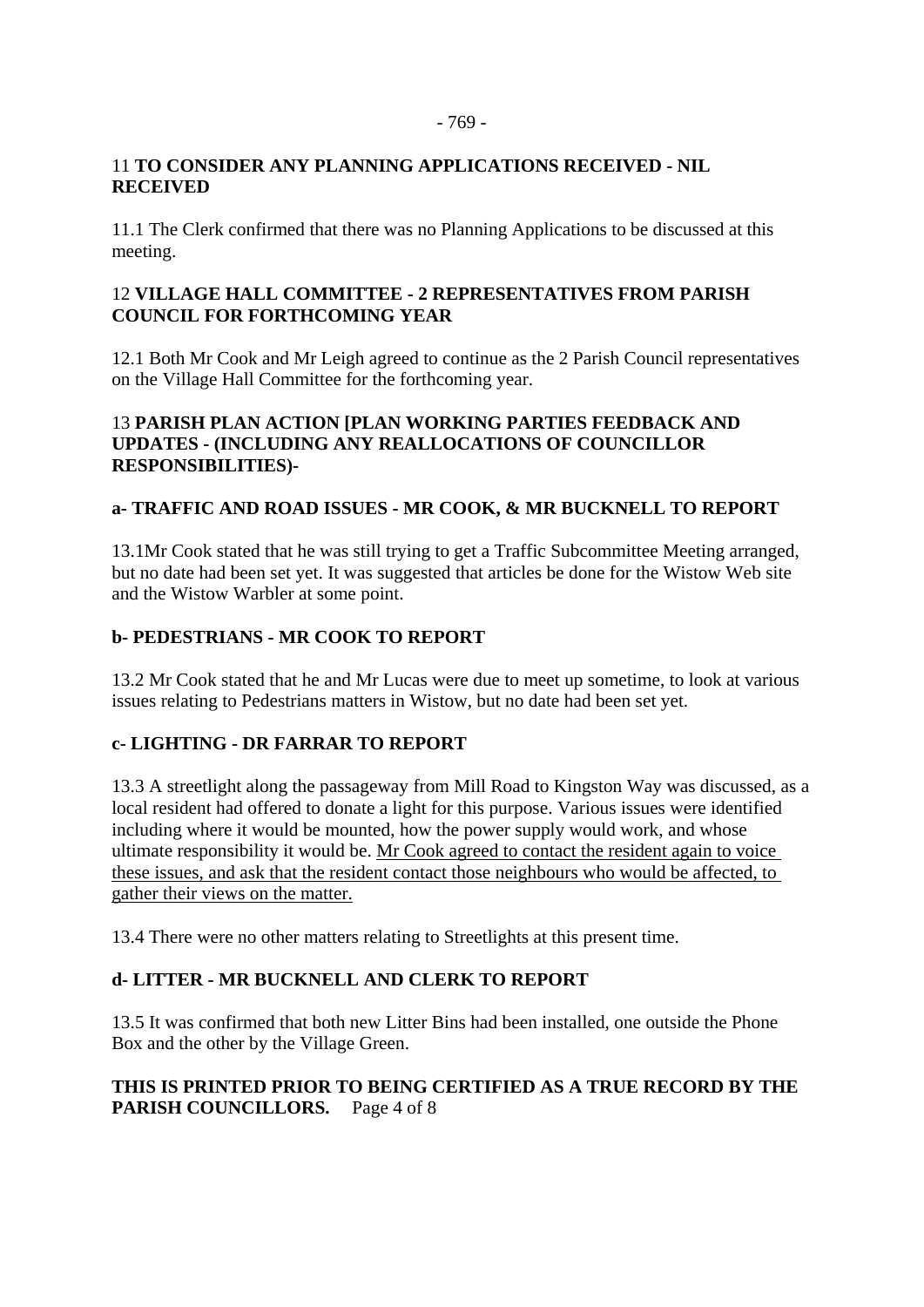## 11 **TO CONSIDER ANY PLANNING APPLICATIONS RECEIVED - NIL RECEIVED**

11.1 The Clerk confirmed that there was no Planning Applications to be discussed at this meeting.

## 12 **VILLAGE HALL COMMITTEE - 2 REPRESENTATIVES FROM PARISH COUNCIL FOR FORTHCOMING YEAR**

12.1 Both Mr Cook and Mr Leigh agreed to continue as the 2 Parish Council representatives on the Village Hall Committee for the forthcoming year.

## 13 **PARISH PLAN ACTION [PLAN WORKING PARTIES FEEDBACK AND UPDATES - (INCLUDING ANY REALLOCATIONS OF COUNCILLOR RESPONSIBILITIES)-**

### **a- TRAFFIC AND ROAD ISSUES - MR COOK, & MR BUCKNELL TO REPORT**

13.1Mr Cook stated that he was still trying to get a Traffic Subcommittee Meeting arranged, but no date had been set yet. It was suggested that articles be done for the Wistow Web site and the Wistow Warbler at some point.

### **b- PEDESTRIANS - MR COOK TO REPORT**

13.2 Mr Cook stated that he and Mr Lucas were due to meet up sometime, to look at various issues relating to Pedestrians matters in Wistow, but no date had been set yet.

### **c- LIGHTING - DR FARRAR TO REPORT**

13.3 A streetlight along the passageway from Mill Road to Kingston Way was discussed, as a local resident had offered to donate a light for this purpose. Various issues were identified including where it would be mounted, how the power supply would work, and whose ultimate responsibility it would be. <u>Mr Cook agreed to contact the resident again to voice these issues, and ask that the resident contact those neighbours who would be affected, to gather their views on the matter.</u>

13.4 There were no other matters relating to Streetlights at this present time.

### **d- LITTER - MR BUCKNELL AND CLERK TO REPORT**

13.5 It was confirmed that both new Litter Bins had been installed, one outside the Phone Box and the other by the Village Green.

**THIS IS PRINTED PRIOR TO BEING CERTIFIED AS A TRUE RECORD BY THE PARISH COUNCILLORS.**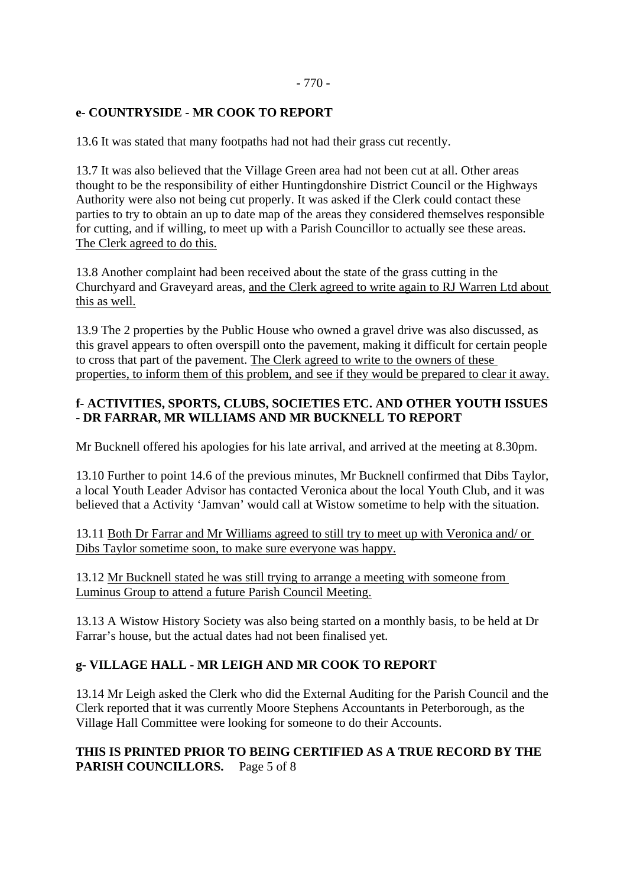**e- COUNTRYSIDE - MR COOK TO REPORT**

13.6 It was stated that many footpaths had not had their grass cut recently.

13.7 It was also believed that the Village Green area had not been cut at all. Other areas thought to be the responsibility of either Huntingdonshire District Council or the Highways Authority were also not being cut properly. It was asked if the Clerk could contact these parties to try to obtain an up to date map of the areas they considered themselves responsible for cutting, and if willing, to meet up with a Parish Councillor to actually see these areas. The Clerk agreed to do this.

13.8 Another complaint had been received about the state of the grass cutting in the Churchyard and Graveyard areas, and the Clerk agreed to write again to RJ Warren Ltd about this as well.

13.9 The 2 properties by the Public House who owned a gravel drive was also discussed, as this gravel appears to often overspill onto the pavement, making it difficult for certain people to cross that part of the pavement. The Clerk agreed to write to the owners of these properties, to inform them of this problem, and see if they would be prepared to clear it away.

**f- ACTIVITIES, SPORTS, CLUBS, SOCIETIES ETC. AND OTHER YOUTH ISSUES - DR FARRAR, MR WILLIAMS AND MR BUCKNELL TO REPORT**

Mr Bucknell offered his apologies for his late arrival, and arrived at the meeting at 8.30pm.

13.10 Further to point 14.6 of the previous minutes, Mr Bucknell confirmed that Dibs Taylor, a local Youth Leader Advisor has contacted Veronica about the local Youth Club, and it was believed that a Activity 'Jamvan' would call at Wistow sometime to help with the situation.

13.11 Both Dr Farrar and Mr Williams agreed to still try to meet up with Veronica and/ or Dibs Taylor sometime soon, to make sure everyone was happy.

13.12 Mr Bucknell stated he was still trying to arrange a meeting with someone from Luminus Group to attend a future Parish Council Meeting.

13.13 A Wistow History Society was also being started on a monthly basis, to be held at Dr Farrar's house, but the actual dates had not been finalised yet.

**g- VILLAGE HALL - MR LEIGH AND MR COOK TO REPORT**

13.14 Mr Leigh asked the Clerk who did the External Auditing for the Parish Council and the Clerk reported that it was currently Moore Stephens Accountants in Peterborough, as the Village Hall Committee were looking for someone to do their Accounts.

**THIS IS PRINTED PRIOR TO BEING CERTIFIED AS A TRUE RECORD BY THE PARISH COUNCILLORS.**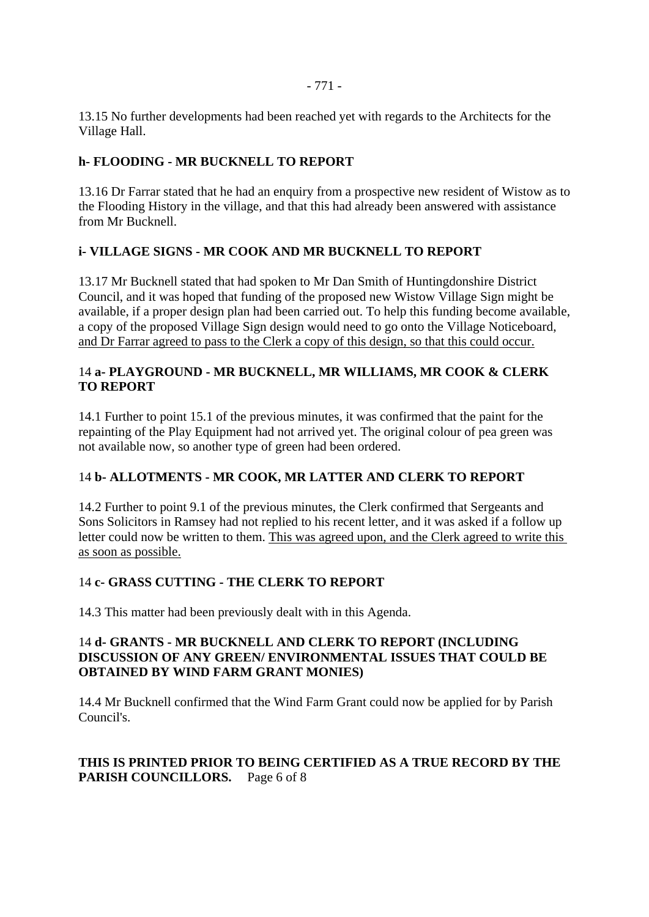13.15 No further developments had been reached yet with regards to the Architects for the Village Hall.

**h- FLOODING - MR BUCKNELL TO REPORT**

13.16 Dr Farrar stated that he had an enquiry from a prospective new resident of Wistow as to the Flooding History in the village, and that this had already been answered with assistance from Mr Bucknell.

**i- VILLAGE SIGNS - MR COOK AND MR BUCKNELL TO REPORT**

13.17 Mr Bucknell stated that had spoken to Mr Dan Smith of Huntingdonshire District Council, and it was hoped that funding of the proposed new Wistow Village Sign might be available, if a proper design plan had been carried out. To help this funding become available, a copy of the proposed Village Sign design would need to go onto the Village Noticeboard, <u>and Dr Farrar agreed to pass to the Clerk a copy of this design, so that this could occur.</u>

14 **a- PLAYGROUND - MR BUCKNELL, MR WILLIAMS, MR COOK & CLERK TO REPORT**

14.1 Further to point 15.1 of the previous minutes, it was confirmed that the paint for the repainting of the Play Equipment had not arrived yet. The original colour of pea green was not available now, so another type of green had been ordered.

14 **b- ALLOTMENTS - MR COOK, MR LATTER AND CLERK TO REPORT**

14.2 Further to point 9.1 of the previous minutes, the Clerk confirmed that Sergeants and Sons Solicitors in Ramsey had not replied to his recent letter, and it was asked if a follow up letter could now be written to them. <u>This was agreed upon, and the Clerk agreed to write this as soon as possible.</u>

14 **c- GRASS CUTTING - THE CLERK TO REPORT**

14.3 This matter had been previously dealt with in this Agenda.

14 **d- GRANTS - MR BUCKNELL AND CLERK TO REPORT (INCLUDING DISCUSSION OF ANY GREEN/ ENVIRONMENTAL ISSUES THAT COULD BE OBTAINED BY WIND FARM GRANT MONIES)**

14.4 Mr Bucknell confirmed that the Wind Farm Grant could now be applied for by Parish Council's.

**THIS IS PRINTED PRIOR TO BEING CERTIFIED AS A TRUE RECORD BY THE PARISH COUNCILLORS.**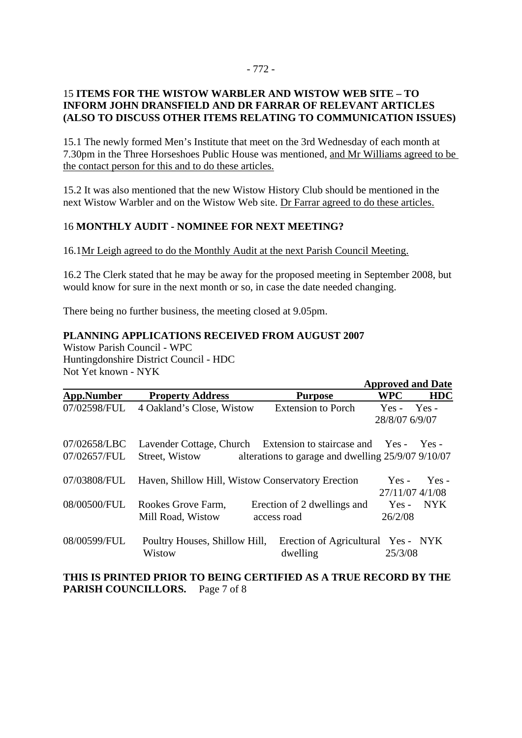## 15 ITEMS FOR THE WISTOW WARBLER AND WISTOW WEB SITE – TO INFORM JOHN DRANSFIELD AND DR FARRAR OF RELEVANT ARTICLES (ALSO TO DISCUSS OTHER ITEMS RELATING TO COMMUNICATION ISSUES)

15.1 The newly formed Men's Institute that meet on the 3rd Wednesday of each month at 7.30pm in the Three Horseshoes Public House was mentioned, and Mr Williams agreed to be the contact person for this and to do these articles.

15.2 It was also mentioned that the new Wistow History Club should be mentioned in the next Wistow Warbler and on the Wistow Web site. Dr Farrar agreed to do these articles.

## 16 MONTHLY AUDIT - NOMINEE FOR NEXT MEETING?

16.1 Mr Leigh agreed to do the Monthly Audit at the next Parish Council Meeting.

16.2 The Clerk stated that he may be away for the proposed meeting in September 2008, but would know for sure in the next month or so, in case the date needed changing.

There being no further business, the meeting closed at 9.05pm.

## PLANNING APPLICATIONS RECEIVED FROM AUGUST 2007

Wistow Parish Council - WPC
Huntingdonshire District Council - HDC
Not Yet known - NYK

| | | | Approved and Date | |
|---|---|---|---|---|
| **App.Number** | **Property Address** | **Purpose** | **WPC** | **HDC** |
| 07/02598/FUL | 4 Oakland's Close, Wistow | Extension to Porch | Yes - 28/8/07 | Yes - 6/9/07 |
| 07/02658/LBC 07/02657/FUL | Lavender Cottage, Church Street, Wistow | Extension to staircase and alterations to garage and dwelling | Yes - 25/9/07 | Yes - 9/10/07 |
| 07/03808/FUL | Haven, Shillow Hill, Wistow | Conservatory Erection | Yes - 27/11/07 | Yes - 4/1/08 |
| 08/00500/FUL | Rookes Grove Farm, Mill Road, Wistow | Erection of 2 dwellings and access road | Yes - 26/2/08 | NYK |
| 08/00599/FUL | Poultry Houses, Shillow Hill, Wistow | Erection of Agricultural dwelling | Yes - 25/3/08 | NYK |

**THIS IS PRINTED PRIOR TO BEING CERTIFIED AS A TRUE RECORD BY THE PARISH COUNCILLORS.**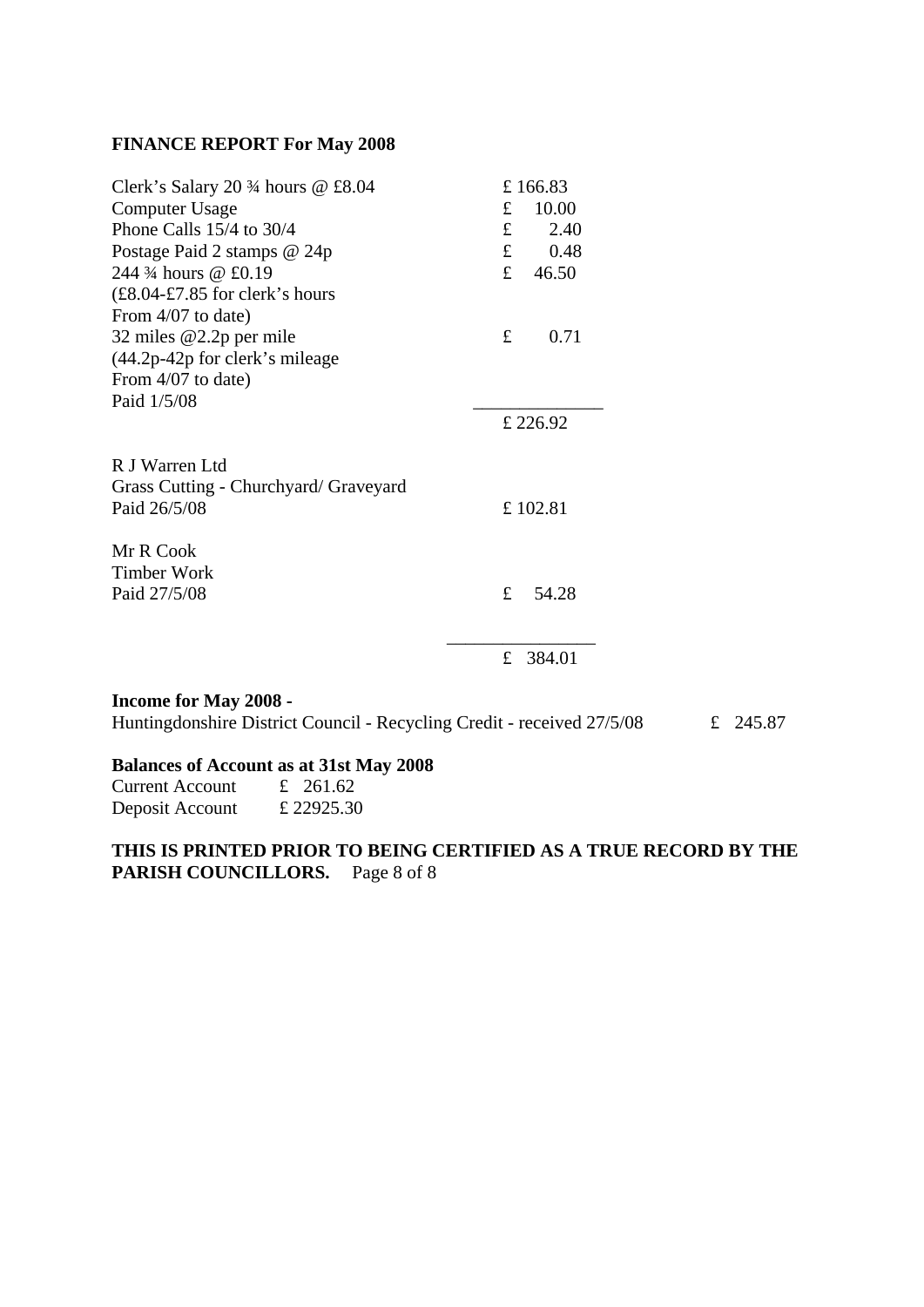**FINANCE REPORT For May 2008**

| | |
|---|---|
| Clerk's Salary 20 ¾ hours @ £8.04 | £ 166.83 |
| Computer Usage | £ 10.00 |
| Phone Calls 15/4 to 30/4 | £ 2.40 |
| Postage Paid 2 stamps @ 24p | £ 0.48 |
| 244 ¾ hours @ £0.19 (£8.04-£7.85 for clerk's hours From 4/07 to date) | £ 46.50 |
| 32 miles @2.2p per mile (44.2p-42p for clerk's mileage From 4/07 to date) | £ 0.71 |
| Paid 1/5/08 | |
| | £ 226.92 |
| R J Warren Ltd Grass Cutting - Churchyard/ Graveyard Paid 26/5/08 | £ 102.81 |
| Mr R Cook Timber Work Paid 27/5/08 | £ 54.28 |
| | £ 384.01 |

**Income for May 2008 -**

Huntingdonshire District Council - Recycling Credit - received 27/5/08 £ 245.87

**Balances of Account as at 31st May 2008**

Current Account £ 261.62
Deposit Account £ 22925.30

**THIS IS PRINTED PRIOR TO BEING CERTIFIED AS A TRUE RECORD BY THE PARISH COUNCILLORS.**